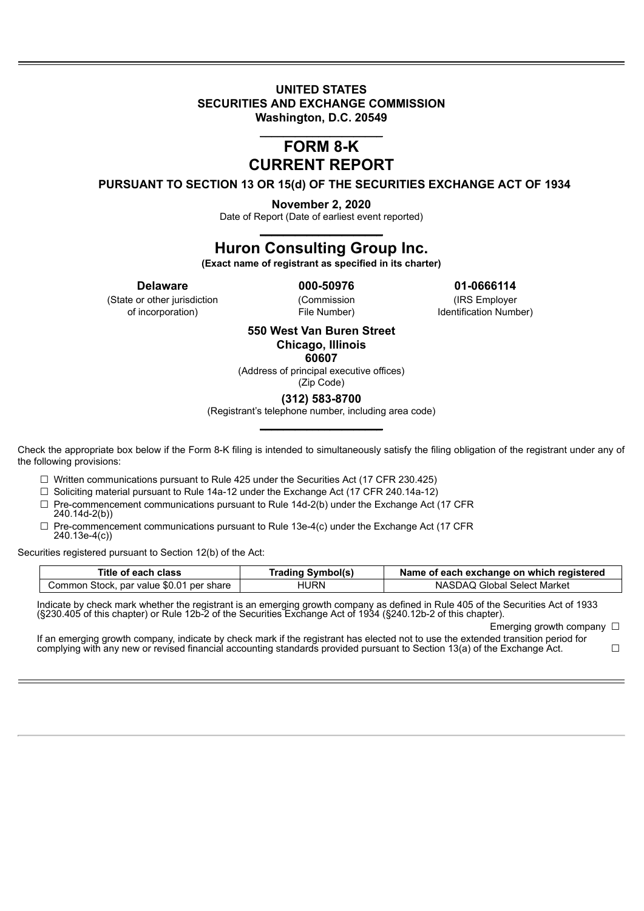**UNITED STATES**
**SECURITIES AND EXCHANGE COMMISSION**
**Washington, D.C. 20549**

# FORM 8-K
# CURRENT REPORT

**PURSUANT TO SECTION 13 OR 15(d) OF THE SECURITIES EXCHANGE ACT OF 1934**

**November 2, 2020**
Date of Report (Date of earliest event reported)

## Huron Consulting Group Inc.

**(Exact name of registrant as specified in its charter)**

| **Delaware** | **000-50976** | **01-0666114** |
|---|---|---|
| (State or other jurisdiction of incorporation) | (Commission File Number) | (IRS Employer Identification Number) |

**550 West Van Buren Street**
**Chicago, Illinois**
**60607**
(Address of principal executive offices)
(Zip Code)

**(312) 583-8700**
(Registrant's telephone number, including area code)

Check the appropriate box below if the Form 8-K filing is intended to simultaneously satisfy the filing obligation of the registrant under any of the following provisions:

☐ Written communications pursuant to Rule 425 under the Securities Act (17 CFR 230.425)
☐ Soliciting material pursuant to Rule 14a-12 under the Exchange Act (17 CFR 240.14a-12)
☐ Pre-commencement communications pursuant to Rule 14d-2(b) under the Exchange Act (17 CFR 240.14d-2(b))
☐ Pre-commencement communications pursuant to Rule 13e-4(c) under the Exchange Act (17 CFR 240.13e-4(c))

Securities registered pursuant to Section 12(b) of the Act:

| Title of each class | Trading Symbol(s) | Name of each exchange on which registered |
|---|---|---|
| Common Stock, par value $0.01 per share | HURN | NASDAQ Global Select Market |

Indicate by check mark whether the registrant is an emerging growth company as defined in Rule 405 of the Securities Act of 1933 (§230.405 of this chapter) or Rule 12b-2 of the Securities Exchange Act of 1934 (§240.12b-2 of this chapter).

Emerging growth company ☐

If an emerging growth company, indicate by check mark if the registrant has elected not to use the extended transition period for complying with any new or revised financial accounting standards provided pursuant to Section 13(a) of the Exchange Act. ☐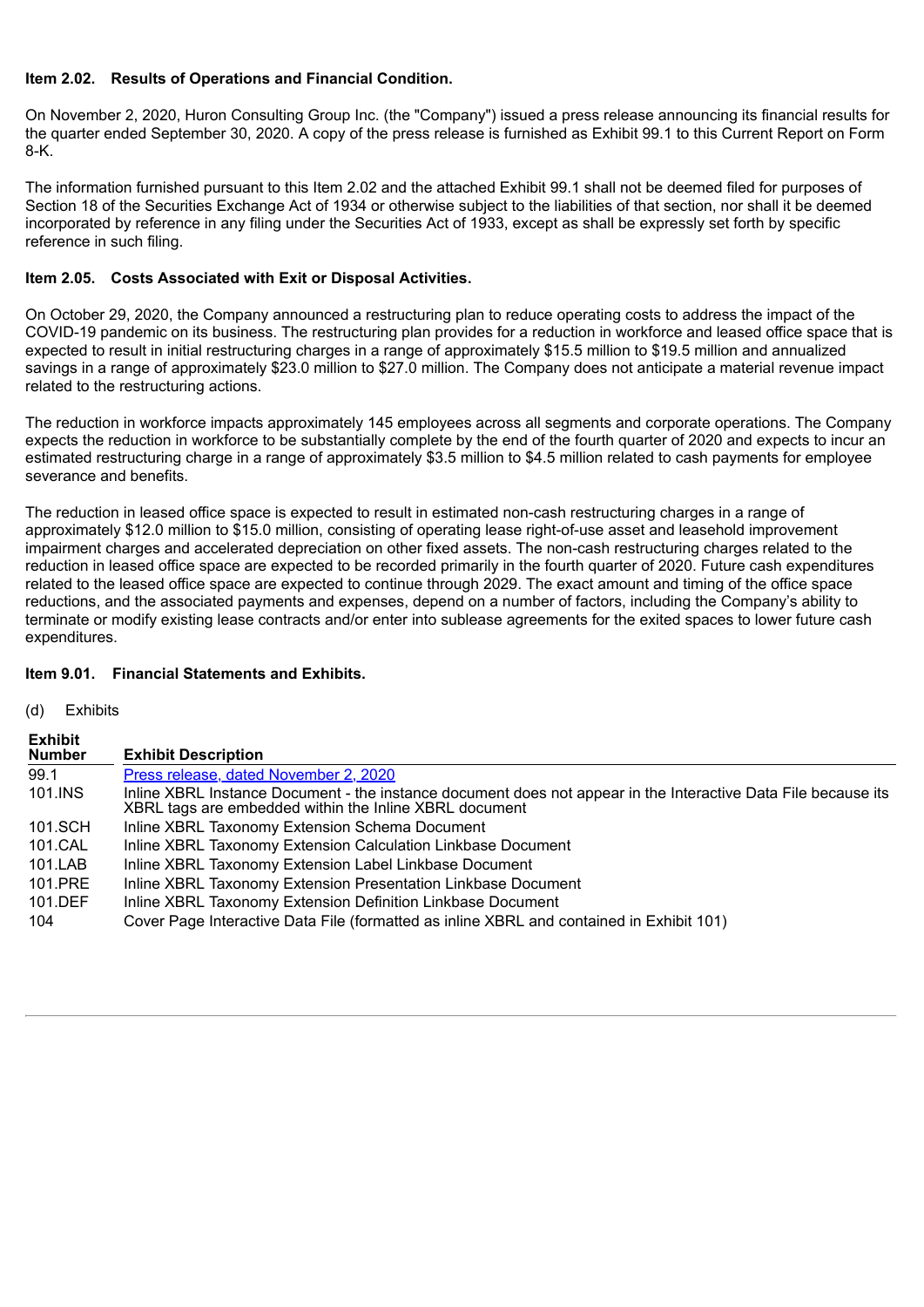**Item 2.02. Results of Operations and Financial Condition.**

On November 2, 2020, Huron Consulting Group Inc. (the "Company") issued a press release announcing its financial results for the quarter ended September 30, 2020. A copy of the press release is furnished as Exhibit 99.1 to this Current Report on Form 8-K.

The information furnished pursuant to this Item 2.02 and the attached Exhibit 99.1 shall not be deemed filed for purposes of Section 18 of the Securities Exchange Act of 1934 or otherwise subject to the liabilities of that section, nor shall it be deemed incorporated by reference in any filing under the Securities Act of 1933, except as shall be expressly set forth by specific reference in such filing.

**Item 2.05. Costs Associated with Exit or Disposal Activities.**

On October 29, 2020, the Company announced a restructuring plan to reduce operating costs to address the impact of the COVID-19 pandemic on its business. The restructuring plan provides for a reduction in workforce and leased office space that is expected to result in initial restructuring charges in a range of approximately $15.5 million to $19.5 million and annualized savings in a range of approximately $23.0 million to $27.0 million. The Company does not anticipate a material revenue impact related to the restructuring actions.

The reduction in workforce impacts approximately 145 employees across all segments and corporate operations. The Company expects the reduction in workforce to be substantially complete by the end of the fourth quarter of 2020 and expects to incur an estimated restructuring charge in a range of approximately $3.5 million to $4.5 million related to cash payments for employee severance and benefits.

The reduction in leased office space is expected to result in estimated non-cash restructuring charges in a range of approximately $12.0 million to $15.0 million, consisting of operating lease right-of-use asset and leasehold improvement impairment charges and accelerated depreciation on other fixed assets. The non-cash restructuring charges related to the reduction in leased office space are expected to be recorded primarily in the fourth quarter of 2020. Future cash expenditures related to the leased office space are expected to continue through 2029. The exact amount and timing of the office space reductions, and the associated payments and expenses, depend on a number of factors, including the Company's ability to terminate or modify existing lease contracts and/or enter into sublease agreements for the exited spaces to lower future cash expenditures.

**Item 9.01. Financial Statements and Exhibits.**

(d) Exhibits

| Exhibit Number | Exhibit Description |
|---|---|
| 99.1 | Press release, dated November 2, 2020 |
| 101.INS | Inline XBRL Instance Document - the instance document does not appear in the Interactive Data File because its XBRL tags are embedded within the Inline XBRL document |
| 101.SCH | Inline XBRL Taxonomy Extension Schema Document |
| 101.CAL | Inline XBRL Taxonomy Extension Calculation Linkbase Document |
| 101.LAB | Inline XBRL Taxonomy Extension Label Linkbase Document |
| 101.PRE | Inline XBRL Taxonomy Extension Presentation Linkbase Document |
| 101.DEF | Inline XBRL Taxonomy Extension Definition Linkbase Document |
| 104 | Cover Page Interactive Data File (formatted as inline XBRL and contained in Exhibit 101) |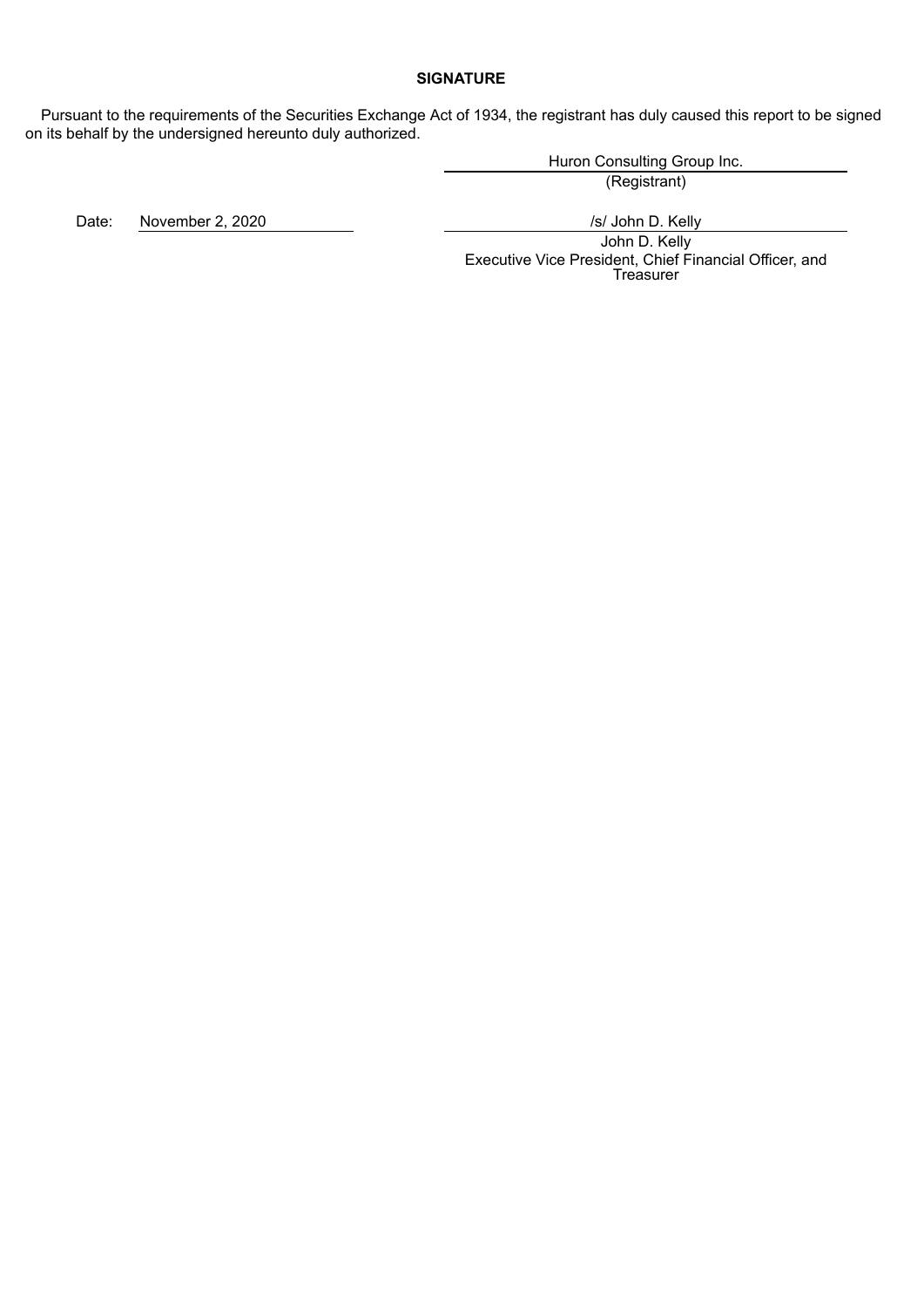**SIGNATURE**

Pursuant to the requirements of the Securities Exchange Act of 1934, the registrant has duly caused this report to be signed on its behalf by the undersigned hereunto duly authorized.

Huron Consulting Group Inc.
(Registrant)

Date: November 2, 2020

/s/ John D. Kelly
John D. Kelly
Executive Vice President, Chief Financial Officer, and Treasurer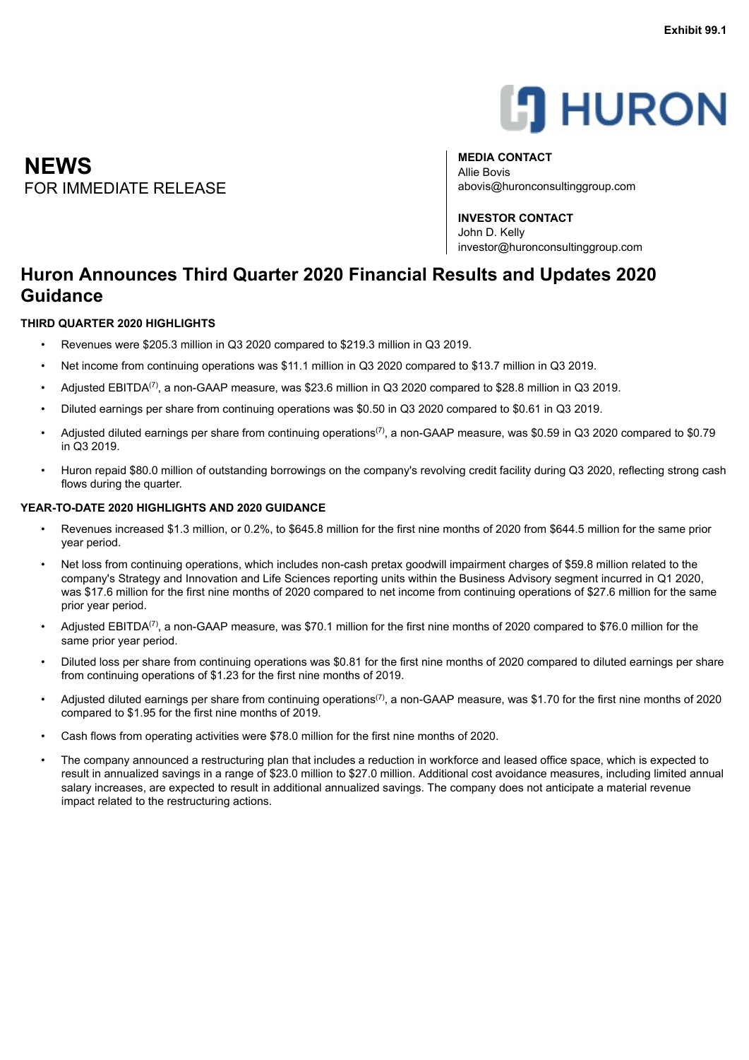Exhibit 99.1

# NEWS

FOR IMMEDIATE RELEASE

**MEDIA CONTACT**
Allie Bovis
abovis@huronconsultinggroup.com

**INVESTOR CONTACT**
John D. Kelly
investor@huronconsultinggroup.com

## Huron Announces Third Quarter 2020 Financial Results and Updates 2020 Guidance

### THIRD QUARTER 2020 HIGHLIGHTS

- Revenues were $205.3 million in Q3 2020 compared to $219.3 million in Q3 2019.
- Net income from continuing operations was $11.1 million in Q3 2020 compared to $13.7 million in Q3 2019.
- Adjusted EBITDA[7], a non-GAAP measure, was $23.6 million in Q3 2020 compared to $28.8 million in Q3 2019.
- Diluted earnings per share from continuing operations was $0.50 in Q3 2020 compared to $0.61 in Q3 2019.
- Adjusted diluted earnings per share from continuing operations[7], a non-GAAP measure, was $0.59 in Q3 2020 compared to $0.79 in Q3 2019.
- Huron repaid $80.0 million of outstanding borrowings on the company's revolving credit facility during Q3 2020, reflecting strong cash flows during the quarter.

### YEAR-TO-DATE 2020 HIGHLIGHTS AND 2020 GUIDANCE

- Revenues increased $1.3 million, or 0.2%, to $645.8 million for the first nine months of 2020 from $644.5 million for the same prior year period.
- Net loss from continuing operations, which includes non-cash pretax goodwill impairment charges of $59.8 million related to the company's Strategy and Innovation and Life Sciences reporting units within the Business Advisory segment incurred in Q1 2020, was $17.6 million for the first nine months of 2020 compared to net income from continuing operations of $27.6 million for the same prior year period.
- Adjusted EBITDA[7], a non-GAAP measure, was $70.1 million for the first nine months of 2020 compared to $76.0 million for the same prior year period.
- Diluted loss per share from continuing operations was $0.81 for the first nine months of 2020 compared to diluted earnings per share from continuing operations of $1.23 for the first nine months of 2019.
- Adjusted diluted earnings per share from continuing operations[7], a non-GAAP measure, was $1.70 for the first nine months of 2020 compared to $1.95 for the first nine months of 2019.
- Cash flows from operating activities were $78.0 million for the first nine months of 2020.
- The company announced a restructuring plan that includes a reduction in workforce and leased office space, which is expected to result in annualized savings in a range of $23.0 million to $27.0 million. Additional cost avoidance measures, including limited annual salary increases, are expected to result in additional annualized savings. The company does not anticipate a material revenue impact related to the restructuring actions.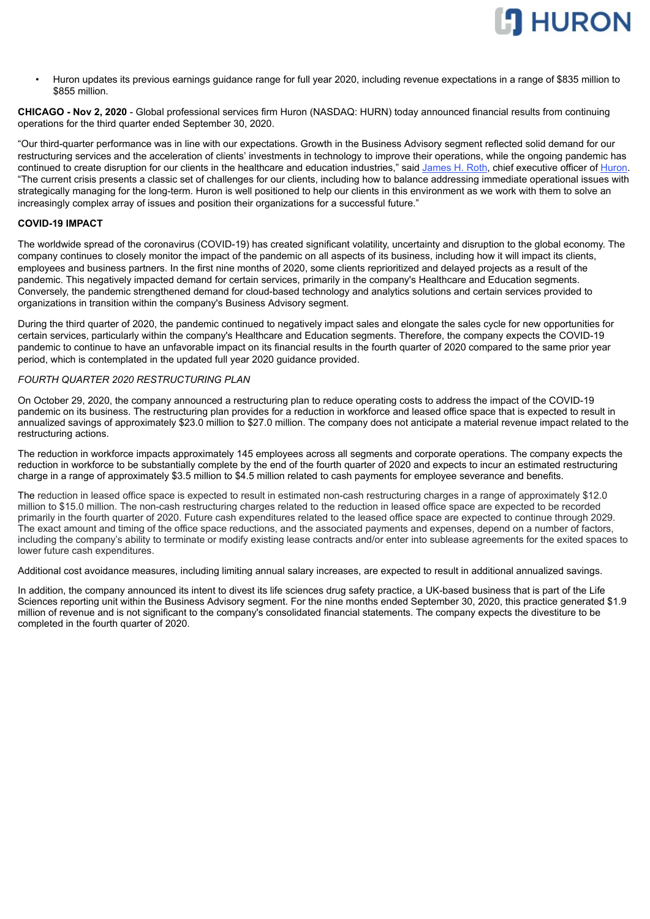- Huron updates its previous earnings guidance range for full year 2020, including revenue expectations in a range of $835 million to $855 million.

**CHICAGO - Nov 2, 2020** - Global professional services firm Huron (NASDAQ: HURN) today announced financial results from continuing operations for the third quarter ended September 30, 2020.

"Our third-quarter performance was in line with our expectations. Growth in the Business Advisory segment reflected solid demand for our restructuring services and the acceleration of clients' investments in technology to improve their operations, while the ongoing pandemic has continued to create disruption for our clients in the healthcare and education industries," said James H. Roth, chief executive officer of Huron. "The current crisis presents a classic set of challenges for our clients, including how to balance addressing immediate operational issues with strategically managing for the long-term. Huron is well positioned to help our clients in this environment as we work with them to solve an increasingly complex array of issues and position their organizations for a successful future."

**COVID-19 IMPACT**

The worldwide spread of the coronavirus (COVID-19) has created significant volatility, uncertainty and disruption to the global economy. The company continues to closely monitor the impact of the pandemic on all aspects of its business, including how it will impact its clients, employees and business partners. In the first nine months of 2020, some clients reprioritized and delayed projects as a result of the pandemic. This negatively impacted demand for certain services, primarily in the company's Healthcare and Education segments. Conversely, the pandemic strengthened demand for cloud-based technology and analytics solutions and certain services provided to organizations in transition within the company's Business Advisory segment.

During the third quarter of 2020, the pandemic continued to negatively impact sales and elongate the sales cycle for new opportunities for certain services, particularly within the company's Healthcare and Education segments. Therefore, the company expects the COVID-19 pandemic to continue to have an unfavorable impact on its financial results in the fourth quarter of 2020 compared to the same prior year period, which is contemplated in the updated full year 2020 guidance provided.

*FOURTH QUARTER 2020 RESTRUCTURING PLAN*

On October 29, 2020, the company announced a restructuring plan to reduce operating costs to address the impact of the COVID-19 pandemic on its business. The restructuring plan provides for a reduction in workforce and leased office space that is expected to result in annualized savings of approximately $23.0 million to $27.0 million. The company does not anticipate a material revenue impact related to the restructuring actions.

The reduction in workforce impacts approximately 145 employees across all segments and corporate operations. The company expects the reduction in workforce to be substantially complete by the end of the fourth quarter of 2020 and expects to incur an estimated restructuring charge in a range of approximately $3.5 million to $4.5 million related to cash payments for employee severance and benefits.

The reduction in leased office space is expected to result in estimated non-cash restructuring charges in a range of approximately $12.0 million to $15.0 million. The non-cash restructuring charges related to the reduction in leased office space are expected to be recorded primarily in the fourth quarter of 2020. Future cash expenditures related to the leased office space are expected to continue through 2029. The exact amount and timing of the office space reductions, and the associated payments and expenses, depend on a number of factors, including the company's ability to terminate or modify existing lease contracts and/or enter into sublease agreements for the exited spaces to lower future cash expenditures.

Additional cost avoidance measures, including limiting annual salary increases, are expected to result in additional annualized savings.

In addition, the company announced its intent to divest its life sciences drug safety practice, a UK-based business that is part of the Life Sciences reporting unit within the Business Advisory segment. For the nine months ended September 30, 2020, this practice generated $1.9 million of revenue and is not significant to the company's consolidated financial statements. The company expects the divestiture to be completed in the fourth quarter of 2020.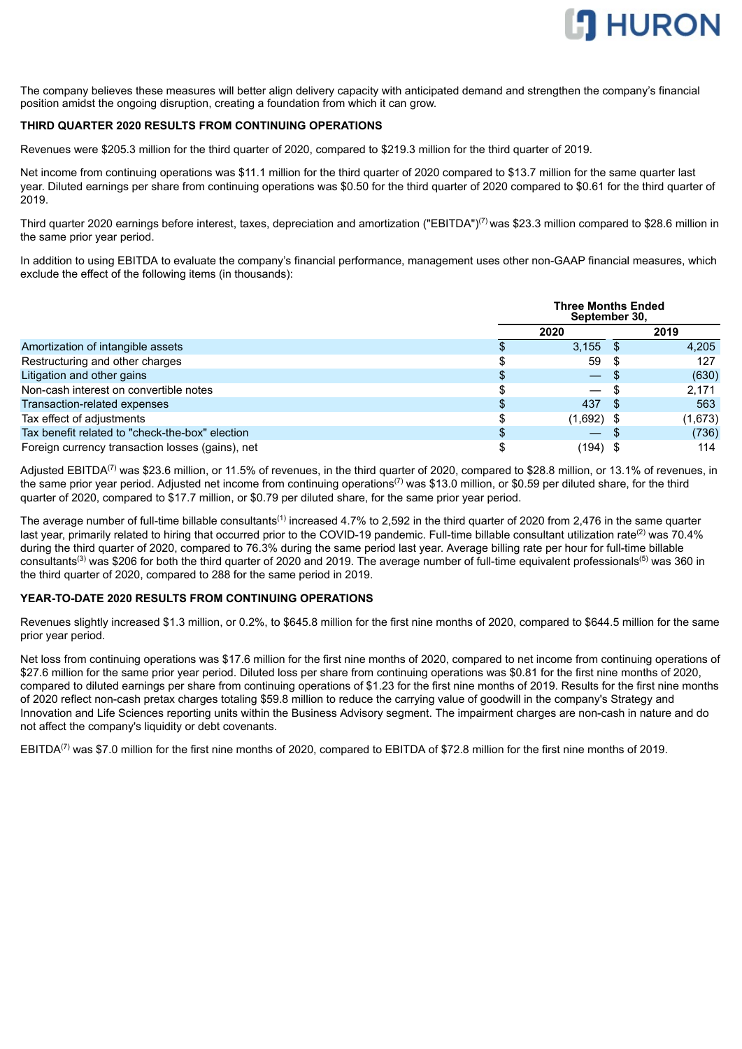The company believes these measures will better align delivery capacity with anticipated demand and strengthen the company's financial position amidst the ongoing disruption, creating a foundation from which it can grow.

**THIRD QUARTER 2020 RESULTS FROM CONTINUING OPERATIONS**

Revenues were $205.3 million for the third quarter of 2020, compared to $219.3 million for the third quarter of 2019.

Net income from continuing operations was $11.1 million for the third quarter of 2020 compared to $13.7 million for the same quarter last year. Diluted earnings per share from continuing operations was $0.50 for the third quarter of 2020 compared to $0.61 for the third quarter of 2019.

Third quarter 2020 earnings before interest, taxes, depreciation and amortization ("EBITDA")[7] was $23.3 million compared to $28.6 million in the same prior year period.

In addition to using EBITDA to evaluate the company's financial performance, management uses other non-GAAP financial measures, which exclude the effect of the following items (in thousands):

| | Three Months Ended September 30, | |
|---|---|---|
| | 2020 | 2019 |
| Amortization of intangible assets | $ 3,155 | $ 4,205 |
| Restructuring and other charges | $ 59 | $ 127 |
| Litigation and other gains | $ — | $ (630) |
| Non-cash interest on convertible notes | $ — | $ 2,171 |
| Transaction-related expenses | $ 437 | $ 563 |
| Tax effect of adjustments | $ (1,692) | $ (1,673) |
| Tax benefit related to "check-the-box" election | $ — | $ (736) |
| Foreign currency transaction losses (gains), net | $ (194) | $ 114 |

Adjusted EBITDA[7] was $23.6 million, or 11.5% of revenues, in the third quarter of 2020, compared to $28.8 million, or 13.1% of revenues, in the same prior year period. Adjusted net income from continuing operations[7] was $13.0 million, or $0.59 per diluted share, for the third quarter of 2020, compared to $17.7 million, or $0.79 per diluted share, for the same prior year period.

The average number of full-time billable consultants[1] increased 4.7% to 2,592 in the third quarter of 2020 from 2,476 in the same quarter last year, primarily related to hiring that occurred prior to the COVID-19 pandemic. Full-time billable consultant utilization rate[2] was 70.4% during the third quarter of 2020, compared to 76.3% during the same period last year. Average billing rate per hour for full-time billable consultants[3] was $206 for both the third quarter of 2020 and 2019. The average number of full-time equivalent professionals[5] was 360 in the third quarter of 2020, compared to 288 for the same period in 2019.

**YEAR-TO-DATE 2020 RESULTS FROM CONTINUING OPERATIONS**

Revenues slightly increased $1.3 million, or 0.2%, to $645.8 million for the first nine months of 2020, compared to $644.5 million for the same prior year period.

Net loss from continuing operations was $17.6 million for the first nine months of 2020, compared to net income from continuing operations of $27.6 million for the same prior year period. Diluted loss per share from continuing operations was $0.81 for the first nine months of 2020, compared to diluted earnings per share from continuing operations of $1.23 for the first nine months of 2019. Results for the first nine months of 2020 reflect non-cash pretax charges totaling $59.8 million to reduce the carrying value of goodwill in the company's Strategy and Innovation and Life Sciences reporting units within the Business Advisory segment. The impairment charges are non-cash in nature and do not affect the company's liquidity or debt covenants.

EBITDA[7] was $7.0 million for the first nine months of 2020, compared to EBITDA of $72.8 million for the first nine months of 2019.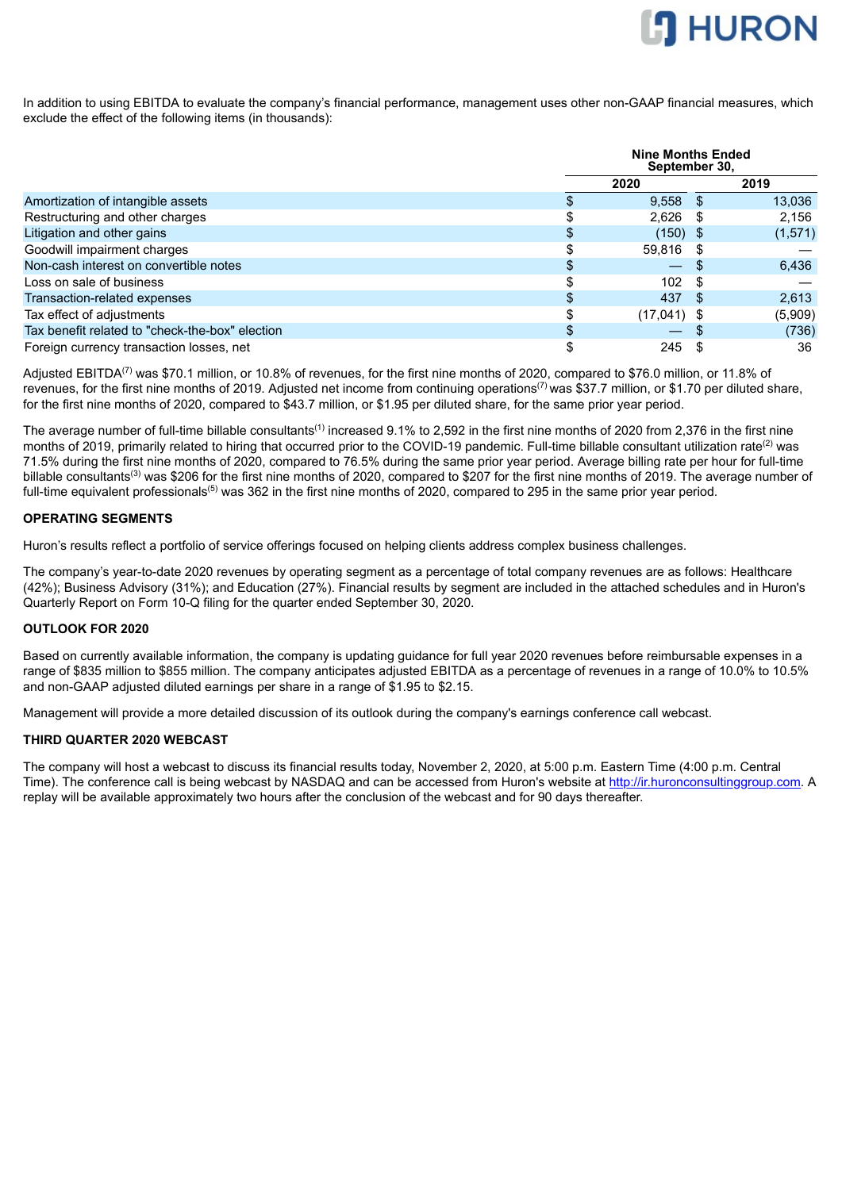In addition to using EBITDA to evaluate the company's financial performance, management uses other non-GAAP financial measures, which exclude the effect of the following items (in thousands):

| | Nine Months Ended September 30, | |
|---|---|---|
| | 2020 | 2019 |
| Amortization of intangible assets | $ 9,558 | $ 13,036 |
| Restructuring and other charges | $ 2,626 | $ 2,156 |
| Litigation and other gains | $ (150) | $ (1,571) |
| Goodwill impairment charges | $ 59,816 | $ — |
| Non-cash interest on convertible notes | $ — | $ 6,436 |
| Loss on sale of business | $ 102 | $ — |
| Transaction-related expenses | $ 437 | $ 2,613 |
| Tax effect of adjustments | $ (17,041) | $ (5,909) |
| Tax benefit related to "check-the-box" election | $ — | $ (736) |
| Foreign currency transaction losses, net | $ 245 | $ 36 |

Adjusted EBITDA[7] was $70.1 million, or 10.8% of revenues, for the first nine months of 2020, compared to $76.0 million, or 11.8% of revenues, for the first nine months of 2019. Adjusted net income from continuing operations[7] was $37.7 million, or $1.70 per diluted share, for the first nine months of 2020, compared to $43.7 million, or $1.95 per diluted share, for the same prior year period.

The average number of full-time billable consultants[1] increased 9.1% to 2,592 in the first nine months of 2020 from 2,376 in the first nine months of 2019, primarily related to hiring that occurred prior to the COVID-19 pandemic. Full-time billable consultant utilization rate[2] was 71.5% during the first nine months of 2020, compared to 76.5% during the same prior year period. Average billing rate per hour for full-time billable consultants[3] was $206 for the first nine months of 2020, compared to $207 for the first nine months of 2019. The average number of full-time equivalent professionals[5] was 362 in the first nine months of 2020, compared to 295 in the same prior year period.

**OPERATING SEGMENTS**

Huron's results reflect a portfolio of service offerings focused on helping clients address complex business challenges.

The company's year-to-date 2020 revenues by operating segment as a percentage of total company revenues are as follows: Healthcare (42%); Business Advisory (31%); and Education (27%). Financial results by segment are included in the attached schedules and in Huron's Quarterly Report on Form 10-Q filing for the quarter ended September 30, 2020.

**OUTLOOK FOR 2020**

Based on currently available information, the company is updating guidance for full year 2020 revenues before reimbursable expenses in a range of $835 million to $855 million. The company anticipates adjusted EBITDA as a percentage of revenues in a range of 10.0% to 10.5% and non-GAAP adjusted diluted earnings per share in a range of $1.95 to $2.15.

Management will provide a more detailed discussion of its outlook during the company's earnings conference call webcast.

**THIRD QUARTER 2020 WEBCAST**

The company will host a webcast to discuss its financial results today, November 2, 2020, at 5:00 p.m. Eastern Time (4:00 p.m. Central Time). The conference call is being webcast by NASDAQ and can be accessed from Huron's website at http://ir.huronconsultinggroup.com. A replay will be available approximately two hours after the conclusion of the webcast and for 90 days thereafter.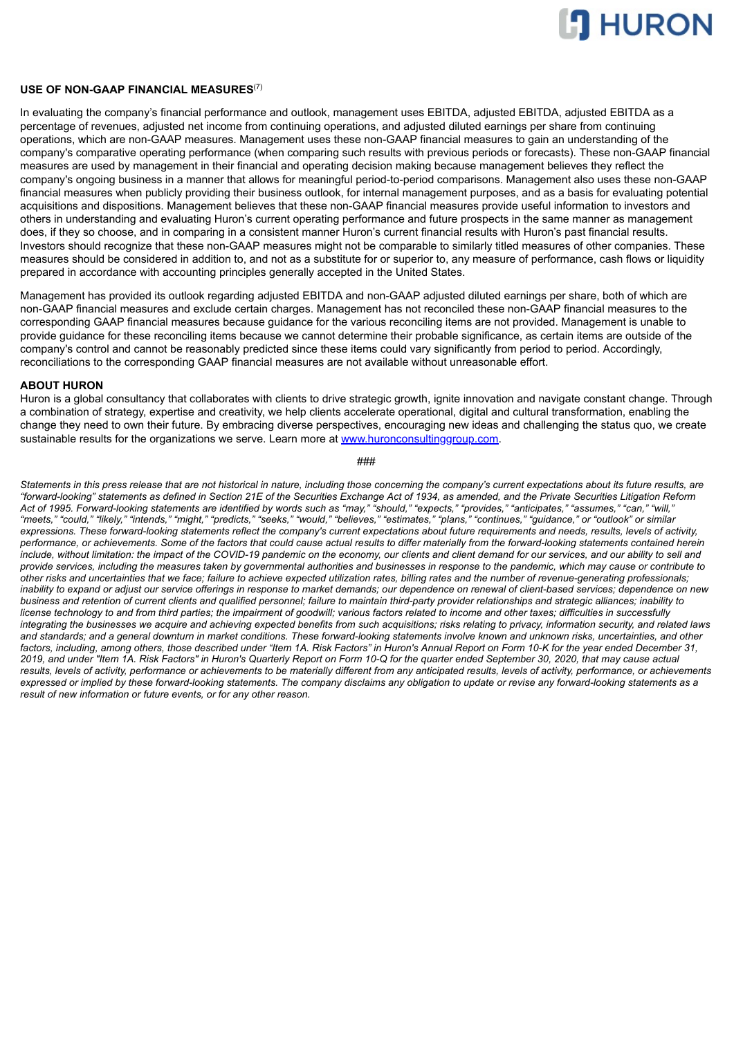**USE OF NON-GAAP FINANCIAL MEASURES**[7]

In evaluating the company's financial performance and outlook, management uses EBITDA, adjusted EBITDA, adjusted EBITDA as a percentage of revenues, adjusted net income from continuing operations, and adjusted diluted earnings per share from continuing operations, which are non-GAAP measures. Management uses these non-GAAP financial measures to gain an understanding of the company's comparative operating performance (when comparing such results with previous periods or forecasts). These non-GAAP financial measures are used by management in their financial and operating decision making because management believes they reflect the company's ongoing business in a manner that allows for meaningful period-to-period comparisons. Management also uses these non-GAAP financial measures when publicly providing their business outlook, for internal management purposes, and as a basis for evaluating potential acquisitions and dispositions. Management believes that these non-GAAP financial measures provide useful information to investors and others in understanding and evaluating Huron's current operating performance and future prospects in the same manner as management does, if they so choose, and in comparing in a consistent manner Huron's current financial results with Huron's past financial results. Investors should recognize that these non-GAAP measures might not be comparable to similarly titled measures of other companies. These measures should be considered in addition to, and not as a substitute for or superior to, any measure of performance, cash flows or liquidity prepared in accordance with accounting principles generally accepted in the United States.

Management has provided its outlook regarding adjusted EBITDA and non-GAAP adjusted diluted earnings per share, both of which are non-GAAP financial measures and exclude certain charges. Management has not reconciled these non-GAAP financial measures to the corresponding GAAP financial measures because guidance for the various reconciling items are not provided. Management is unable to provide guidance for these reconciling items because we cannot determine their probable significance, as certain items are outside of the company's control and cannot be reasonably predicted since these items could vary significantly from period to period. Accordingly, reconciliations to the corresponding GAAP financial measures are not available without unreasonable effort.

**ABOUT HURON**

Huron is a global consultancy that collaborates with clients to drive strategic growth, ignite innovation and navigate constant change. Through a combination of strategy, expertise and creativity, we help clients accelerate operational, digital and cultural transformation, enabling the change they need to own their future. By embracing diverse perspectives, encouraging new ideas and challenging the status quo, we create sustainable results for the organizations we serve. Learn more at www.huronconsultinggroup.com.

###

*Statements in this press release that are not historical in nature, including those concerning the company's current expectations about its future results, are "forward-looking" statements as defined in Section 21E of the Securities Exchange Act of 1934, as amended, and the Private Securities Litigation Reform Act of 1995. Forward-looking statements are identified by words such as "may," "should," "expects," "provides," "anticipates," "assumes," "can," "will," "meets," "could," "likely," "intends," "might," "predicts," "seeks," "would," "believes," "estimates," "plans," "continues," "guidance," or "outlook" or similar expressions. These forward-looking statements reflect the company's current expectations about future requirements and needs, results, levels of activity, performance, or achievements. Some of the factors that could cause actual results to differ materially from the forward-looking statements contained herein include, without limitation: the impact of the COVID-19 pandemic on the economy, our clients and client demand for our services, and our ability to sell and provide services, including the measures taken by governmental authorities and businesses in response to the pandemic, which may cause or contribute to other risks and uncertainties that we face; failure to achieve expected utilization rates, billing rates and the number of revenue-generating professionals; inability to expand or adjust our service offerings in response to market demands; our dependence on renewal of client-based services; dependence on new business and retention of current clients and qualified personnel; failure to maintain third-party provider relationships and strategic alliances; inability to license technology to and from third parties; the impairment of goodwill; various factors related to income and other taxes; difficulties in successfully integrating the businesses we acquire and achieving expected benefits from such acquisitions; risks relating to privacy, information security, and related laws and standards; and a general downturn in market conditions. These forward-looking statements involve known and unknown risks, uncertainties, and other factors, including, among others, those described under "Item 1A. Risk Factors" in Huron's Annual Report on Form 10-K for the year ended December 31, 2019, and under "Item 1A. Risk Factors" in Huron's Quarterly Report on Form 10-Q for the quarter ended September 30, 2020, that may cause actual results, levels of activity, performance or achievements to be materially different from any anticipated results, levels of activity, performance, or achievements expressed or implied by these forward-looking statements. The company disclaims any obligation to update or revise any forward-looking statements as a result of new information or future events, or for any other reason.*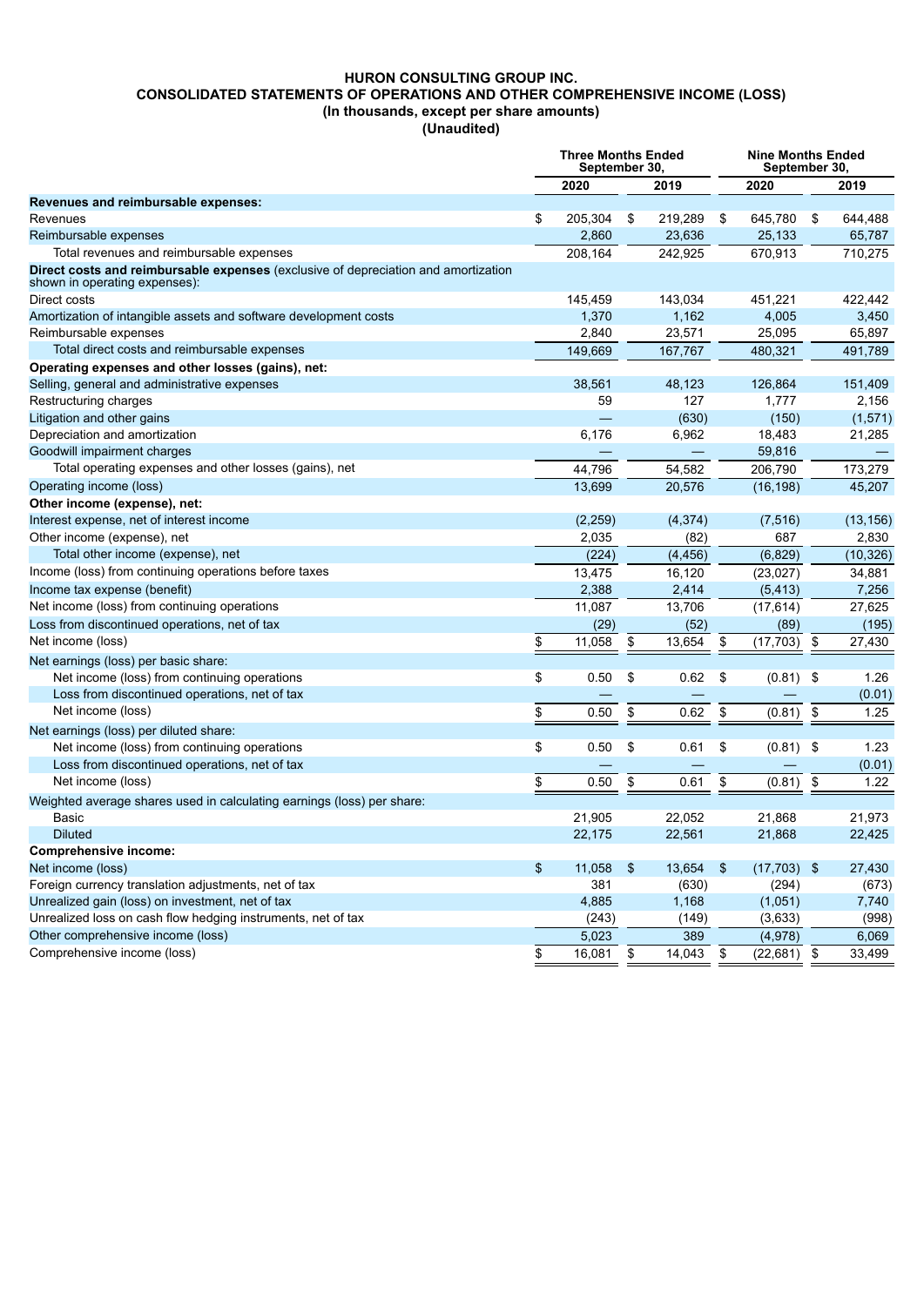# HURON CONSULTING GROUP INC.
## CONSOLIDATED STATEMENTS OF OPERATIONS AND OTHER COMPREHENSIVE INCOME (LOSS)
### (In thousands, except per share amounts)
### (Unaudited)

| | Three Months Ended September 30, | | Nine Months Ended September 30, | |
|---|---|---|---|---|
| | 2020 | 2019 | 2020 | 2019 |
| **Revenues and reimbursable expenses:** | | | | |
| Revenues | $ 205,304 | $ 219,289 | $ 645,780 | $ 644,488 |
| Reimbursable expenses | 2,860 | 23,636 | 25,133 | 65,787 |
| Total revenues and reimbursable expenses | 208,164 | 242,925 | 670,913 | 710,275 |
| **Direct costs and reimbursable expenses** (exclusive of depreciation and amortization shown in operating expenses): | | | | |
| Direct costs | 145,459 | 143,034 | 451,221 | 422,442 |
| Amortization of intangible assets and software development costs | 1,370 | 1,162 | 4,005 | 3,450 |
| Reimbursable expenses | 2,840 | 23,571 | 25,095 | 65,897 |
| Total direct costs and reimbursable expenses | 149,669 | 167,767 | 480,321 | 491,789 |
| **Operating expenses and other losses (gains), net:** | | | | |
| Selling, general and administrative expenses | 38,561 | 48,123 | 126,864 | 151,409 |
| Restructuring charges | 59 | 127 | 1,777 | 2,156 |
| Litigation and other gains | — | (630) | (150) | (1,571) |
| Depreciation and amortization | 6,176 | 6,962 | 18,483 | 21,285 |
| Goodwill impairment charges | — | — | 59,816 | — |
| Total operating expenses and other losses (gains), net | 44,796 | 54,582 | 206,790 | 173,279 |
| Operating income (loss) | 13,699 | 20,576 | (16,198) | 45,207 |
| **Other income (expense), net:** | | | | |
| Interest expense, net of interest income | (2,259) | (4,374) | (7,516) | (13,156) |
| Other income (expense), net | 2,035 | (82) | 687 | 2,830 |
| Total other income (expense), net | (224) | (4,456) | (6,829) | (10,326) |
| Income (loss) from continuing operations before taxes | 13,475 | 16,120 | (23,027) | 34,881 |
| Income tax expense (benefit) | 2,388 | 2,414 | (5,413) | 7,256 |
| Net income (loss) from continuing operations | 11,087 | 13,706 | (17,614) | 27,625 |
| Loss from discontinued operations, net of tax | (29) | (52) | (89) | (195) |
| Net income (loss) | $ 11,058 | $ 13,654 | $ (17,703) | $ 27,430 |
| Net earnings (loss) per basic share: | | | | |
| Net income (loss) from continuing operations | $ 0.50 | $ 0.62 | $ (0.81) | $ 1.26 |
| Loss from discontinued operations, net of tax | — | — | — | (0.01) |
| Net income (loss) | $ 0.50 | $ 0.62 | $ (0.81) | $ 1.25 |
| Net earnings (loss) per diluted share: | | | | |
| Net income (loss) from continuing operations | $ 0.50 | $ 0.61 | $ (0.81) | $ 1.23 |
| Loss from discontinued operations, net of tax | — | — | — | (0.01) |
| Net income (loss) | $ 0.50 | $ 0.61 | $ (0.81) | $ 1.22 |
| Weighted average shares used in calculating earnings (loss) per share: | | | | |
| Basic | 21,905 | 22,052 | 21,868 | 21,973 |
| Diluted | 22,175 | 22,561 | 21,868 | 22,425 |
| **Comprehensive income:** | | | | |
| Net income (loss) | $ 11,058 | $ 13,654 | $ (17,703) | $ 27,430 |
| Foreign currency translation adjustments, net of tax | 381 | (630) | (294) | (673) |
| Unrealized gain (loss) on investment, net of tax | 4,885 | 1,168 | (1,051) | 7,740 |
| Unrealized loss on cash flow hedging instruments, net of tax | (243) | (149) | (3,633) | (998) |
| Other comprehensive income (loss) | 5,023 | 389 | (4,978) | 6,069 |
| Comprehensive income (loss) | $ 16,081 | $ 14,043 | $ (22,681) | $ 33,499 |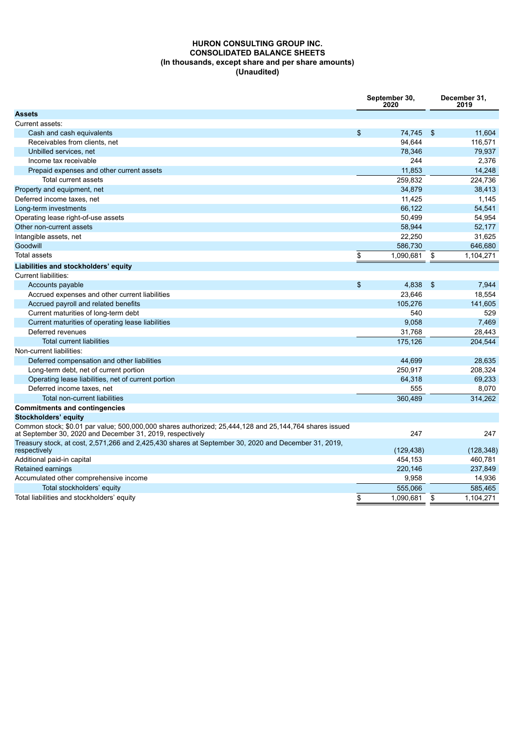# HURON CONSULTING GROUP INC.
## CONSOLIDATED BALANCE SHEETS
### (In thousands, except share and per share amounts)
### (Unaudited)

| | September 30, 2020 | December 31, 2019 |
|---|---|---|
| **Assets** | | |
| Current assets: | | |
| Cash and cash equivalents | $ 74,745 | $ 11,604 |
| Receivables from clients, net | 94,644 | 116,571 |
| Unbilled services, net | 78,346 | 79,937 |
| Income tax receivable | 244 | 2,376 |
| Prepaid expenses and other current assets | 11,853 | 14,248 |
| Total current assets | 259,832 | 224,736 |
| Property and equipment, net | 34,879 | 38,413 |
| Deferred income taxes, net | 11,425 | 1,145 |
| Long-term investments | 66,122 | 54,541 |
| Operating lease right-of-use assets | 50,499 | 54,954 |
| Other non-current assets | 58,944 | 52,177 |
| Intangible assets, net | 22,250 | 31,625 |
| Goodwill | 586,730 | 646,680 |
| Total assets | $ 1,090,681 | $ 1,104,271 |
| **Liabilities and stockholders' equity** | | |
| Current liabilities: | | |
| Accounts payable | $ 4,838 | $ 7,944 |
| Accrued expenses and other current liabilities | 23,646 | 18,554 |
| Accrued payroll and related benefits | 105,276 | 141,605 |
| Current maturities of long-term debt | 540 | 529 |
| Current maturities of operating lease liabilities | 9,058 | 7,469 |
| Deferred revenues | 31,768 | 28,443 |
| Total current liabilities | 175,126 | 204,544 |
| Non-current liabilities: | | |
| Deferred compensation and other liabilities | 44,699 | 28,635 |
| Long-term debt, net of current portion | 250,917 | 208,324 |
| Operating lease liabilities, net of current portion | 64,318 | 69,233 |
| Deferred income taxes, net | 555 | 8,070 |
| Total non-current liabilities | 360,489 | 314,262 |
| **Commitments and contingencies** | | |
| **Stockholders' equity** | | |
| Common stock; $0.01 par value; 500,000,000 shares authorized; 25,444,128 and 25,144,764 shares issued at September 30, 2020 and December 31, 2019, respectively | 247 | 247 |
| Treasury stock, at cost, 2,571,266 and 2,425,430 shares at September 30, 2020 and December 31, 2019, respectively | (129,438) | (128,348) |
| Additional paid-in capital | 454,153 | 460,781 |
| Retained earnings | 220,146 | 237,849 |
| Accumulated other comprehensive income | 9,958 | 14,936 |
| Total stockholders' equity | 555,066 | 585,465 |
| Total liabilities and stockholders' equity | $ 1,090,681 | $ 1,104,271 |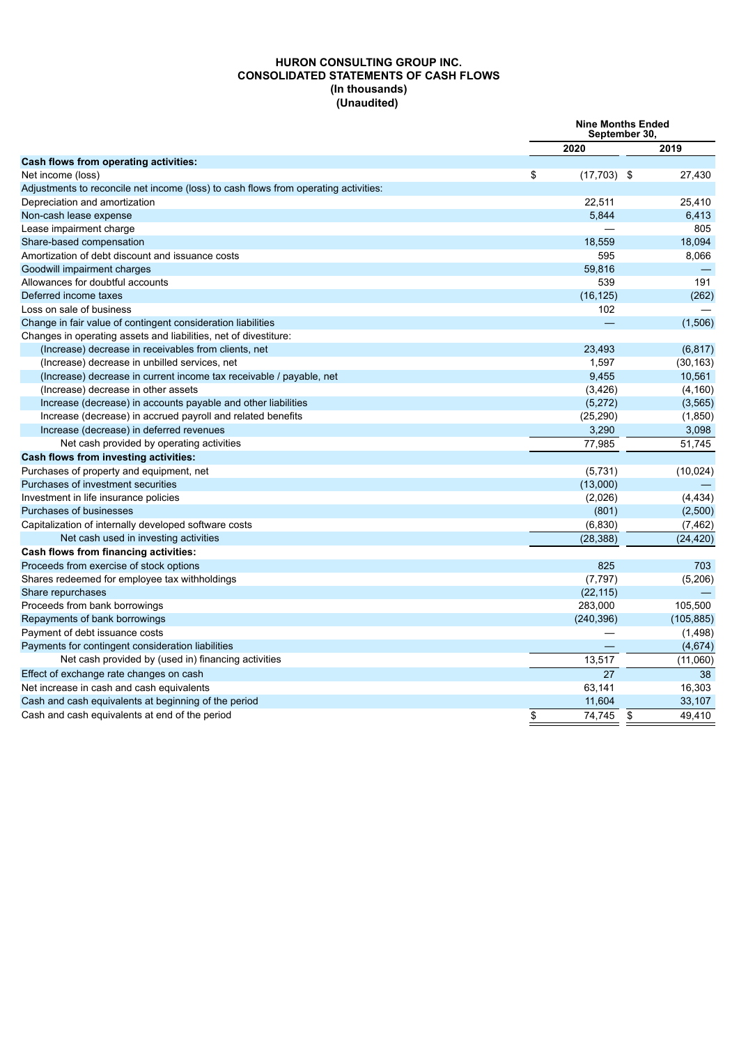# HURON CONSULTING GROUP INC.
## CONSOLIDATED STATEMENTS OF CASH FLOWS
### (In thousands)
### (Unaudited)

| | Nine Months Ended September 30, | |
|---|---|---|
| | 2020 | 2019 |
| **Cash flows from operating activities:** | | |
| Net income (loss) | $ (17,703) | $ 27,430 |
| Adjustments to reconcile net income (loss) to cash flows from operating activities: | | |
| Depreciation and amortization | 22,511 | 25,410 |
| Non-cash lease expense | 5,844 | 6,413 |
| Lease impairment charge | — | 805 |
| Share-based compensation | 18,559 | 18,094 |
| Amortization of debt discount and issuance costs | 595 | 8,066 |
| Goodwill impairment charges | 59,816 | — |
| Allowances for doubtful accounts | 539 | 191 |
| Deferred income taxes | (16,125) | (262) |
| Loss on sale of business | 102 | — |
| Change in fair value of contingent consideration liabilities | — | (1,506) |
| Changes in operating assets and liabilities, net of divestiture: | | |
| (Increase) decrease in receivables from clients, net | 23,493 | (6,817) |
| (Increase) decrease in unbilled services, net | 1,597 | (30,163) |
| (Increase) decrease in current income tax receivable / payable, net | 9,455 | 10,561 |
| (Increase) decrease in other assets | (3,426) | (4,160) |
| Increase (decrease) in accounts payable and other liabilities | (5,272) | (3,565) |
| Increase (decrease) in accrued payroll and related benefits | (25,290) | (1,850) |
| Increase (decrease) in deferred revenues | 3,290 | 3,098 |
| Net cash provided by operating activities | 77,985 | 51,745 |
| **Cash flows from investing activities:** | | |
| Purchases of property and equipment, net | (5,731) | (10,024) |
| Purchases of investment securities | (13,000) | — |
| Investment in life insurance policies | (2,026) | (4,434) |
| Purchases of businesses | (801) | (2,500) |
| Capitalization of internally developed software costs | (6,830) | (7,462) |
| Net cash used in investing activities | (28,388) | (24,420) |
| **Cash flows from financing activities:** | | |
| Proceeds from exercise of stock options | 825 | 703 |
| Shares redeemed for employee tax withholdings | (7,797) | (5,206) |
| Share repurchases | (22,115) | — |
| Proceeds from bank borrowings | 283,000 | 105,500 |
| Repayments of bank borrowings | (240,396) | (105,885) |
| Payment of debt issuance costs | — | (1,498) |
| Payments for contingent consideration liabilities | — | (4,674) |
| Net cash provided by (used in) financing activities | 13,517 | (11,060) |
| Effect of exchange rate changes on cash | 27 | 38 |
| Net increase in cash and cash equivalents | 63,141 | 16,303 |
| Cash and cash equivalents at beginning of the period | 11,604 | 33,107 |
| Cash and cash equivalents at end of the period | $ 74,745 | $ 49,410 |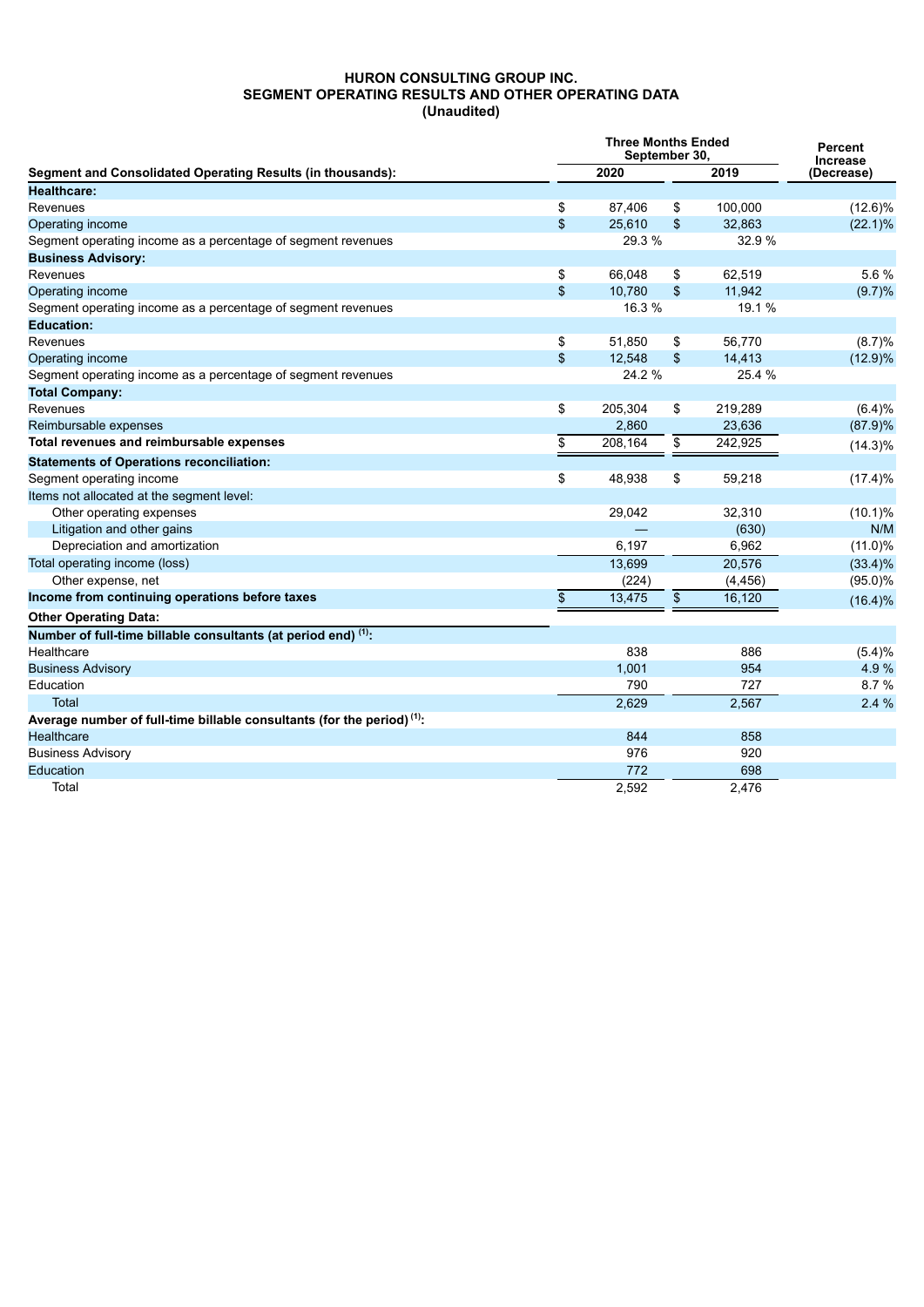**HURON CONSULTING GROUP INC.**
**SEGMENT OPERATING RESULTS AND OTHER OPERATING DATA**
**(Unaudited)**

| Segment and Consolidated Operating Results (in thousands): | Three Months Ended September 30, 2020 | 2019 | Percent Increase (Decrease) |
|---|---|---|---|
| **Healthcare:** | | | |
| Revenues | $ 87,406 | $ 100,000 | (12.6)% |
| Operating income | $ 25,610 | $ 32,863 | (22.1)% |
| Segment operating income as a percentage of segment revenues | 29.3 % | 32.9 % | |
| **Business Advisory:** | | | |
| Revenues | $ 66,048 | $ 62,519 | 5.6 % |
| Operating income | $ 10,780 | $ 11,942 | (9.7)% |
| Segment operating income as a percentage of segment revenues | 16.3 % | 19.1 % | |
| **Education:** | | | |
| Revenues | $ 51,850 | $ 56,770 | (8.7)% |
| Operating income | $ 12,548 | $ 14,413 | (12.9)% |
| Segment operating income as a percentage of segment revenues | 24.2 % | 25.4 % | |
| **Total Company:** | | | |
| Revenues | $ 205,304 | $ 219,289 | (6.4)% |
| Reimbursable expenses | 2,860 | 23,636 | (87.9)% |
| **Total revenues and reimbursable expenses** | $ 208,164 | $ 242,925 | (14.3)% |
| **Statements of Operations reconciliation:** | | | |
| Segment operating income | $ 48,938 | $ 59,218 | (17.4)% |
| Items not allocated at the segment level: | | | |
| Other operating expenses | 29,042 | 32,310 | (10.1)% |
| Litigation and other gains | — | (630) | N/M |
| Depreciation and amortization | 6,197 | 6,962 | (11.0)% |
| Total operating income (loss) | 13,699 | 20,576 | (33.4)% |
| Other expense, net | (224) | (4,456) | (95.0)% |
| **Income from continuing operations before taxes** | $ 13,475 | $ 16,120 | (16.4)% |
| **Other Operating Data:** | | | |
| **Number of full-time billable consultants (at period end) [(1)]:** | | | |
| Healthcare | 838 | 886 | (5.4)% |
| Business Advisory | 1,001 | 954 | 4.9 % |
| Education | 790 | 727 | 8.7 % |
| Total | 2,629 | 2,567 | 2.4 % |
| **Average number of full-time billable consultants (for the period) [(1)]:** | | | |
| Healthcare | 844 | 858 | |
| Business Advisory | 976 | 920 | |
| Education | 772 | 698 | |
| Total | 2,592 | 2,476 | |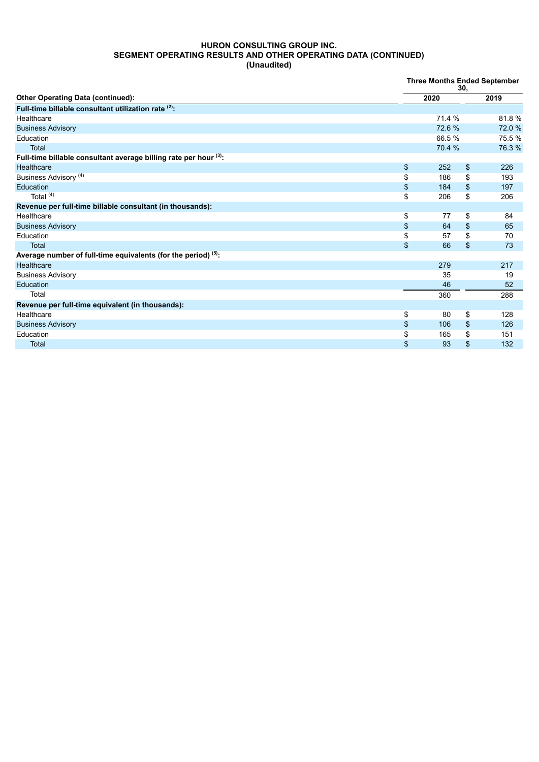**HURON CONSULTING GROUP INC.**
**SEGMENT OPERATING RESULTS AND OTHER OPERATING DATA (CONTINUED)**
**(Unaudited)**

| Other Operating Data (continued): | Three Months Ended September 30, 2020 | Three Months Ended September 30, 2019 |
|---|---|---|
| **Full-time billable consultant utilization rate [(2)]:** | | |
| Healthcare | 71.4 % | 81.8 % |
| Business Advisory | 72.6 % | 72.0 % |
| Education | 66.5 % | 75.5 % |
| Total | 70.4 % | 76.3 % |
| **Full-time billable consultant average billing rate per hour [(3)]:** | | |
| Healthcare | $ 252 | $ 226 |
| Business Advisory [(4)] | $ 186 | $ 193 |
| Education | $ 184 | $ 197 |
| Total [(4)] | $ 206 | $ 206 |
| **Revenue per full-time billable consultant (in thousands):** | | |
| Healthcare | $ 77 | $ 84 |
| Business Advisory | $ 64 | $ 65 |
| Education | $ 57 | $ 70 |
| Total | $ 66 | $ 73 |
| **Average number of full-time equivalents (for the period) [(5)]:** | | |
| Healthcare | 279 | 217 |
| Business Advisory | 35 | 19 |
| Education | 46 | 52 |
| Total | 360 | 288 |
| **Revenue per full-time equivalent (in thousands):** | | |
| Healthcare | $ 80 | $ 128 |
| Business Advisory | $ 106 | $ 126 |
| Education | $ 165 | $ 151 |
| Total | $ 93 | $ 132 |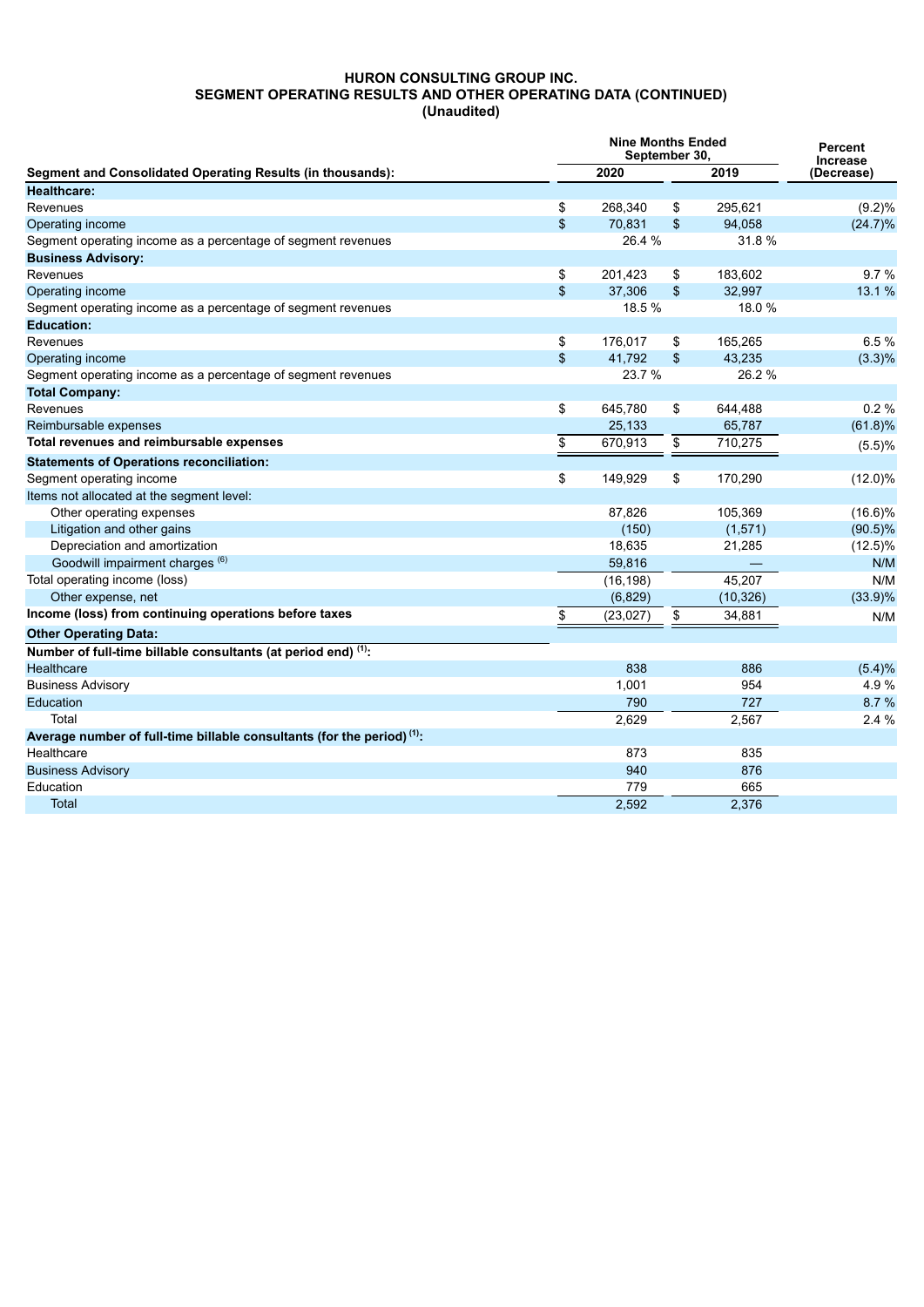**HURON CONSULTING GROUP INC.**
**SEGMENT OPERATING RESULTS AND OTHER OPERATING DATA (CONTINUED)**
**(Unaudited)**

| Segment and Consolidated Operating Results (in thousands): | Nine Months Ended September 30, 2020 | Nine Months Ended September 30, 2019 | Percent Increase (Decrease) |
|---|---|---|---|
| **Healthcare:** | | | |
| Revenues | $ 268,340 | $ 295,621 | (9.2)% |
| Operating income | $ 70,831 | $ 94,058 | (24.7)% |
| Segment operating income as a percentage of segment revenues | 26.4 % | 31.8 % | |
| **Business Advisory:** | | | |
| Revenues | $ 201,423 | $ 183,602 | 9.7 % |
| Operating income | $ 37,306 | $ 32,997 | 13.1 % |
| Segment operating income as a percentage of segment revenues | 18.5 % | 18.0 % | |
| **Education:** | | | |
| Revenues | $ 176,017 | $ 165,265 | 6.5 % |
| Operating income | $ 41,792 | $ 43,235 | (3.3)% |
| Segment operating income as a percentage of segment revenues | 23.7 % | 26.2 % | |
| **Total Company:** | | | |
| Revenues | $ 645,780 | $ 644,488 | 0.2 % |
| Reimbursable expenses | 25,133 | 65,787 | (61.8)% |
| **Total revenues and reimbursable expenses** | $ 670,913 | $ 710,275 | (5.5)% |
| **Statements of Operations reconciliation:** | | | |
| Segment operating income | $ 149,929 | $ 170,290 | (12.0)% |
| Items not allocated at the segment level: | | | |
| Other operating expenses | 87,826 | 105,369 | (16.6)% |
| Litigation and other gains | (150) | (1,571) | (90.5)% |
| Depreciation and amortization | 18,635 | 21,285 | (12.5)% |
| Goodwill impairment charges [6] | 59,816 | — | N/M |
| Total operating income (loss) | (16,198) | 45,207 | N/M |
| Other expense, net | (6,829) | (10,326) | (33.9)% |
| **Income (loss) from continuing operations before taxes** | $ (23,027) | $ 34,881 | N/M |
| **Other Operating Data:** | | | |
| **Number of full-time billable consultants (at period end) [1]:** | | | |
| Healthcare | 838 | 886 | (5.4)% |
| Business Advisory | 1,001 | 954 | 4.9 % |
| Education | 790 | 727 | 8.7 % |
| Total | 2,629 | 2,567 | 2.4 % |
| **Average number of full-time billable consultants (for the period) [1]:** | | | |
| Healthcare | 873 | 835 | |
| Business Advisory | 940 | 876 | |
| Education | 779 | 665 | |
| Total | 2,592 | 2,376 | |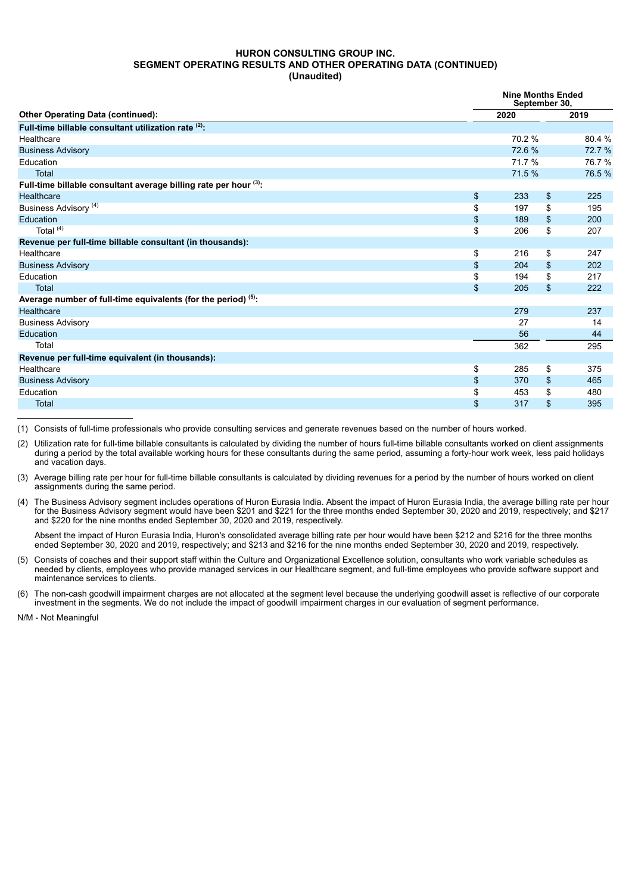**HURON CONSULTING GROUP INC.**
**SEGMENT OPERATING RESULTS AND OTHER OPERATING DATA (CONTINUED)**
**(Unaudited)**

| Other Operating Data (continued): | Nine Months Ended September 30, 2020 | Nine Months Ended September 30, 2019 |
|---|---|---|
| **Full-time billable consultant utilization rate [2]:** | | |
| Healthcare | 70.2 % | 80.4 % |
| Business Advisory | 72.6 % | 72.7 % |
| Education | 71.7 % | 76.7 % |
| Total | 71.5 % | 76.5 % |
| **Full-time billable consultant average billing rate per hour [3]:** | | |
| Healthcare | $ 233 | $ 225 |
| Business Advisory [4] | $ 197 | $ 195 |
| Education | $ 189 | $ 200 |
| Total [4] | $ 206 | $ 207 |
| **Revenue per full-time billable consultant (in thousands):** | | |
| Healthcare | $ 216 | $ 247 |
| Business Advisory | $ 204 | $ 202 |
| Education | $ 194 | $ 217 |
| Total | $ 205 | $ 222 |
| **Average number of full-time equivalents (for the period) [5]:** | | |
| Healthcare | 279 | 237 |
| Business Advisory | 27 | 14 |
| Education | 56 | 44 |
| Total | 362 | 295 |
| **Revenue per full-time equivalent (in thousands):** | | |
| Healthcare | $ 285 | $ 375 |
| Business Advisory | $ 370 | $ 465 |
| Education | $ 453 | $ 480 |
| Total | $ 317 | $ 395 |

(1) Consists of full-time professionals who provide consulting services and generate revenues based on the number of hours worked.

(2) Utilization rate for full-time billable consultants is calculated by dividing the number of hours full-time billable consultants worked on client assignments during a period by the total available working hours for these consultants during the same period, assuming a forty-hour work week, less paid holidays and vacation days.

(3) Average billing rate per hour for full-time billable consultants is calculated by dividing revenues for a period by the number of hours worked on client assignments during the same period.

(4) The Business Advisory segment includes operations of Huron Eurasia India. Absent the impact of Huron Eurasia India, the average billing rate per hour for the Business Advisory segment would have been $201 and $221 for the three months ended September 30, 2020 and 2019, respectively; and $217 and $220 for the nine months ended September 30, 2020 and 2019, respectively.

Absent the impact of Huron Eurasia India, Huron's consolidated average billing rate per hour would have been $212 and $216 for the three months ended September 30, 2020 and 2019, respectively; and $213 and $216 for the nine months ended September 30, 2020 and 2019, respectively.

(5) Consists of coaches and their support staff within the Culture and Organizational Excellence solution, consultants who work variable schedules as needed by clients, employees who provide managed services in our Healthcare segment, and full-time employees who provide software support and maintenance services to clients.

(6) The non-cash goodwill impairment charges are not allocated at the segment level because the underlying goodwill asset is reflective of our corporate investment in the segments. We do not include the impact of goodwill impairment charges in our evaluation of segment performance.

N/M - Not Meaningful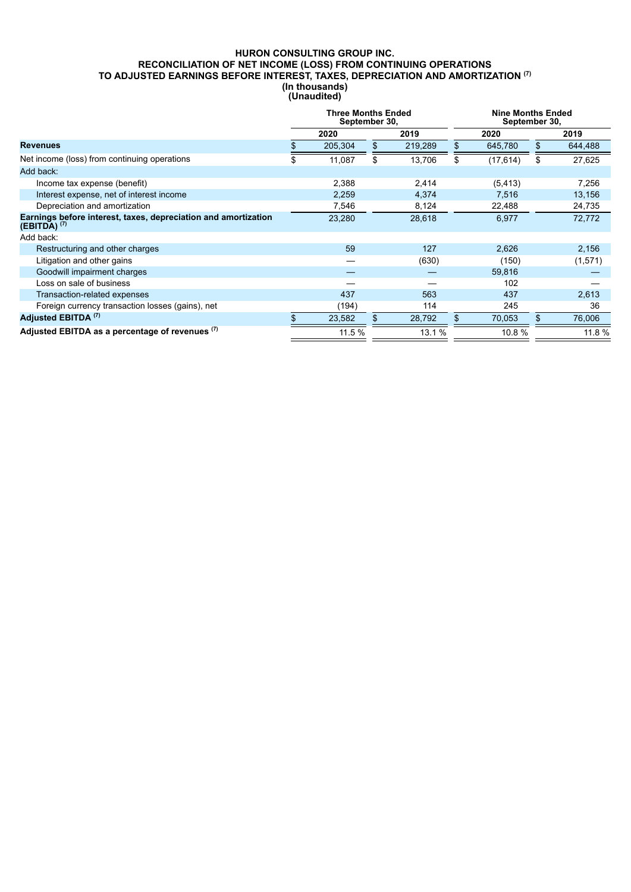**HURON CONSULTING GROUP INC.**
**RECONCILIATION OF NET INCOME (LOSS) FROM CONTINUING OPERATIONS**
**TO ADJUSTED EARNINGS BEFORE INTEREST, TAXES, DEPRECIATION AND AMORTIZATION (7)**
**(In thousands)**
**(Unaudited)**

| | Three Months Ended September 30, | | Nine Months Ended September 30, | |
|---|---|---|---|---|
| | 2020 | 2019 | 2020 | 2019 |
| **Revenues** | $ 205,304 | $ 219,289 | $ 645,780 | $ 644,488 |
| Net income (loss) from continuing operations | $ 11,087 | $ 13,706 | $ (17,614) | $ 27,625 |
| Add back: | | | | |
| Income tax expense (benefit) | 2,388 | 2,414 | (5,413) | 7,256 |
| Interest expense, net of interest income | 2,259 | 4,374 | 7,516 | 13,156 |
| Depreciation and amortization | 7,546 | 8,124 | 22,488 | 24,735 |
| **Earnings before interest, taxes, depreciation and amortization (EBITDA) (7)** | 23,280 | 28,618 | 6,977 | 72,772 |
| Add back: | | | | |
| Restructuring and other charges | 59 | 127 | 2,626 | 2,156 |
| Litigation and other gains | — | (630) | (150) | (1,571) |
| Goodwill impairment charges | — | — | 59,816 | — |
| Loss on sale of business | — | — | 102 | — |
| Transaction-related expenses | 437 | 563 | 437 | 2,613 |
| Foreign currency transaction losses (gains), net | (194) | 114 | 245 | 36 |
| **Adjusted EBITDA (7)** | $ 23,582 | $ 28,792 | $ 70,053 | $ 76,006 |
| **Adjusted EBITDA as a percentage of revenues (7)** | 11.5 % | 13.1 % | 10.8 % | 11.8 % |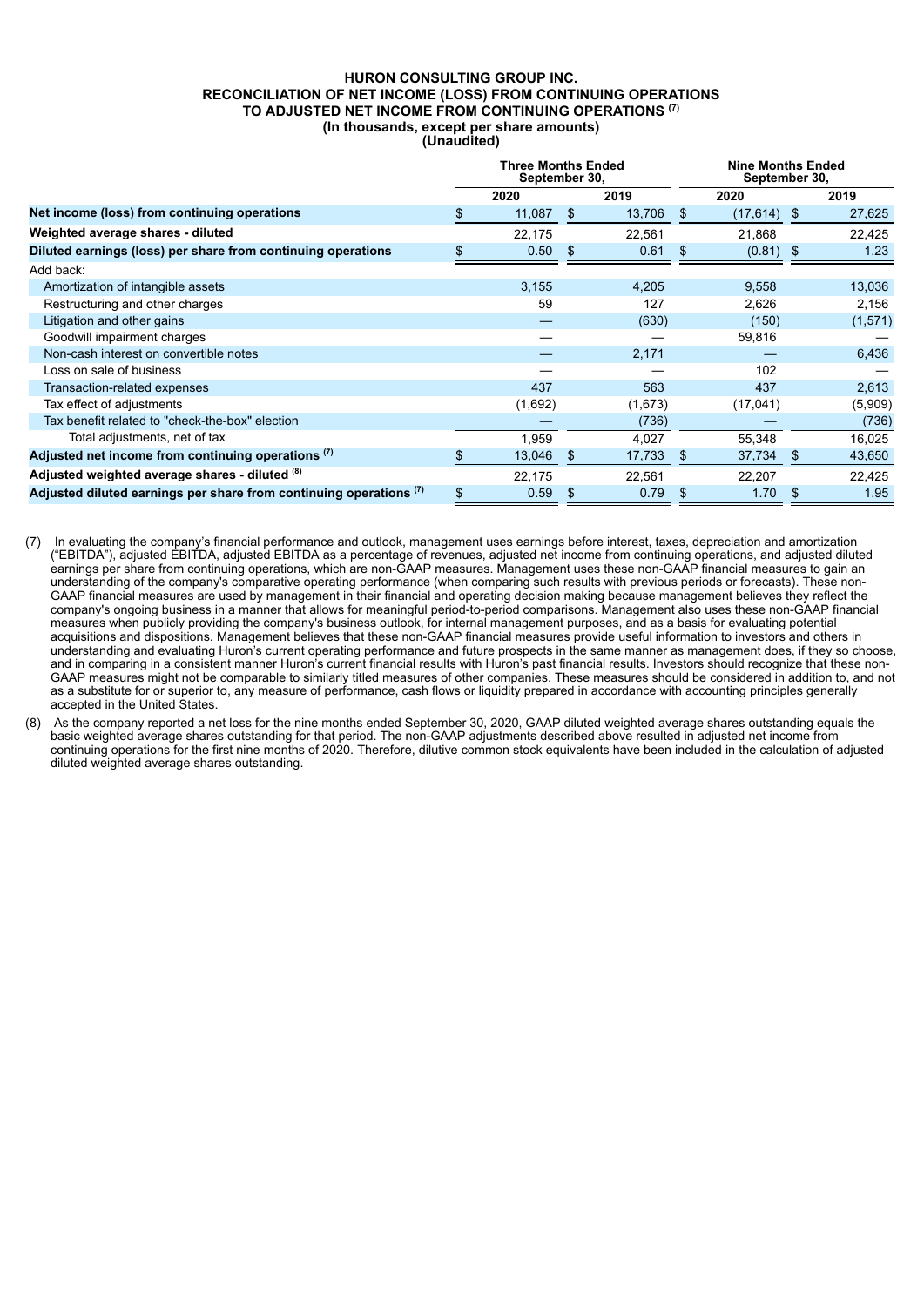**HURON CONSULTING GROUP INC.**
**RECONCILIATION OF NET INCOME (LOSS) FROM CONTINUING OPERATIONS TO ADJUSTED NET INCOME FROM CONTINUING OPERATIONS (7)**
**(In thousands, except per share amounts)**
**(Unaudited)**

| | Three Months Ended September 30, | | Nine Months Ended September 30, | |
|---|---|---|---|---|
| | 2020 | 2019 | 2020 | 2019 |
| **Net income (loss) from continuing operations** | $ 11,087 | $ 13,706 | $ (17,614) | $ 27,625 |
| **Weighted average shares - diluted** | 22,175 | 22,561 | 21,868 | 22,425 |
| **Diluted earnings (loss) per share from continuing operations** | $ 0.50 | $ 0.61 | $ (0.81) | $ 1.23 |
| Add back: | | | | |
| Amortization of intangible assets | 3,155 | 4,205 | 9,558 | 13,036 |
| Restructuring and other charges | 59 | 127 | 2,626 | 2,156 |
| Litigation and other gains | — | (630) | (150) | (1,571) |
| Goodwill impairment charges | — | — | 59,816 | — |
| Non-cash interest on convertible notes | — | 2,171 | — | 6,436 |
| Loss on sale of business | — | — | 102 | — |
| Transaction-related expenses | 437 | 563 | 437 | 2,613 |
| Tax effect of adjustments | (1,692) | (1,673) | (17,041) | (5,909) |
| Tax benefit related to "check-the-box" election | — | (736) | — | (736) |
| Total adjustments, net of tax | 1,959 | 4,027 | 55,348 | 16,025 |
| **Adjusted net income from continuing operations (7)** | $ 13,046 | $ 17,733 | $ 37,734 | $ 43,650 |
| **Adjusted weighted average shares - diluted (8)** | 22,175 | 22,561 | 22,207 | 22,425 |
| **Adjusted diluted earnings per share from continuing operations (7)** | $ 0.59 | $ 0.79 | $ 1.70 | $ 1.95 |

(7) In evaluating the company's financial performance and outlook, management uses earnings before interest, taxes, depreciation and amortization ("EBITDA"), adjusted EBITDA, adjusted EBITDA as a percentage of revenues, adjusted net income from continuing operations, and adjusted diluted earnings per share from continuing operations, which are non-GAAP measures. Management uses these non-GAAP financial measures to gain an understanding of the company's comparative operating performance (when comparing such results with previous periods or forecasts). These non-GAAP financial measures are used by management in their financial and operating decision making because management believes they reflect the company's ongoing business in a manner that allows for meaningful period-to-period comparisons. Management also uses these non-GAAP financial measures when publicly providing the company's business outlook, for internal management purposes, and as a basis for evaluating potential acquisitions and dispositions. Management believes that these non-GAAP financial measures provide useful information to investors and others in understanding and evaluating Huron's current operating performance and future prospects in the same manner as management does, if they so choose, and in comparing in a consistent manner Huron's current financial results with Huron's past financial results. Investors should recognize that these non-GAAP measures might not be comparable to similarly titled measures of other companies. These measures should be considered in addition to, and not as a substitute for or superior to, any measure of performance, cash flows or liquidity prepared in accordance with accounting principles generally accepted in the United States.

(8) As the company reported a net loss for the nine months ended September 30, 2020, GAAP diluted weighted average shares outstanding equals the basic weighted average shares outstanding for that period. The non-GAAP adjustments described above resulted in adjusted net income from continuing operations for the first nine months of 2020. Therefore, dilutive common stock equivalents have been included in the calculation of adjusted diluted weighted average shares outstanding.